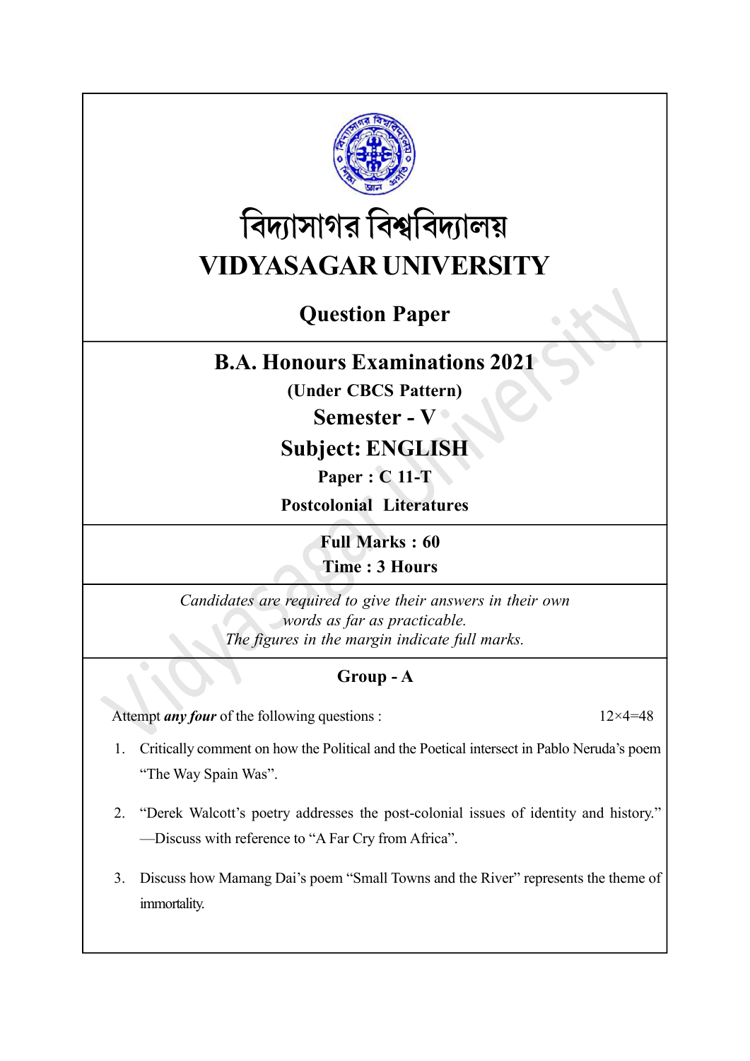# বিদ্যাসাগর বিশ্ববিদ্যালয়
# VIDYASAGAR UNIVERSITY

## Question Paper

## B.A. Honours Examinations 2021

**(Under CBCS Pattern)**

## Semester - V

## Subject: ENGLISH

**Paper : C 11-T**

**Postcolonial Literatures**

**Full Marks : 60**
**Time : 3 Hours**

*Candidates are required to give their answers in their own words as far as practicable.*
*The figures in the margin indicate full marks.*

### Group - A

Attempt ***any four*** of the following questions : 12×4=48

1. Critically comment on how the Political and the Poetical intersect in Pablo Neruda's poem "The Way Spain Was".

2. "Derek Walcott's poetry addresses the post-colonial issues of identity and history." —Discuss with reference to "A Far Cry from Africa".

3. Discuss how Mamang Dai's poem "Small Towns and the River" represents the theme of immortality.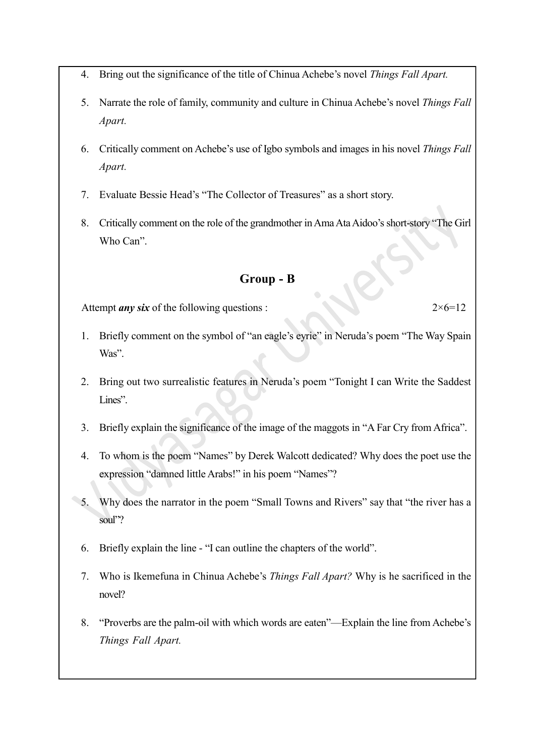4. Bring out the significance of the title of Chinua Achebe's novel *Things Fall Apart.*

5. Narrate the role of family, community and culture in Chinua Achebe's novel *Things Fall Apart.*

6. Critically comment on Achebe's use of Igbo symbols and images in his novel *Things Fall Apart.*

7. Evaluate Bessie Head's "The Collector of Treasures" as a short story.

8. Critically comment on the role of the grandmother in Ama Ata Aidoo's short-story "The Girl Who Can".

## Group - B

Attempt ***any six*** of the following questions : $2\times6=12$

1. Briefly comment on the symbol of "an eagle's eyrie" in Neruda's poem "The Way Spain Was".

2. Bring out two surrealistic features in Neruda's poem "Tonight I can Write the Saddest Lines".

3. Briefly explain the significance of the image of the maggots in "A Far Cry from Africa".

4. To whom is the poem "Names" by Derek Walcott dedicated? Why does the poet use the expression "damned little Arabs!" in his poem "Names"?

5. Why does the narrator in the poem "Small Towns and Rivers" say that "the river has a soul"?

6. Briefly explain the line - "I can outline the chapters of the world".

7. Who is Ikemefuna in Chinua Achebe's *Things Fall Apart?* Why is he sacrificed in the novel?

8. "Proverbs are the palm-oil with which words are eaten"—Explain the line from Achebe's *Things Fall Apart.*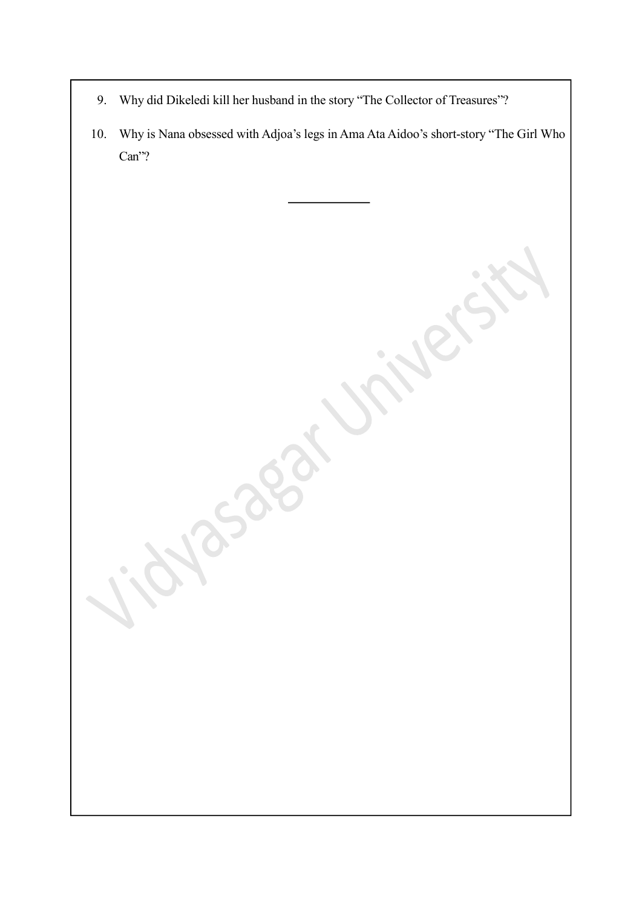9. Why did Dikeledi kill her husband in the story "The Collector of Treasures"?

10. Why is Nana obsessed with Adjoa's legs in Ama Ata Aidoo's short-story "The Girl Who Can"?

---